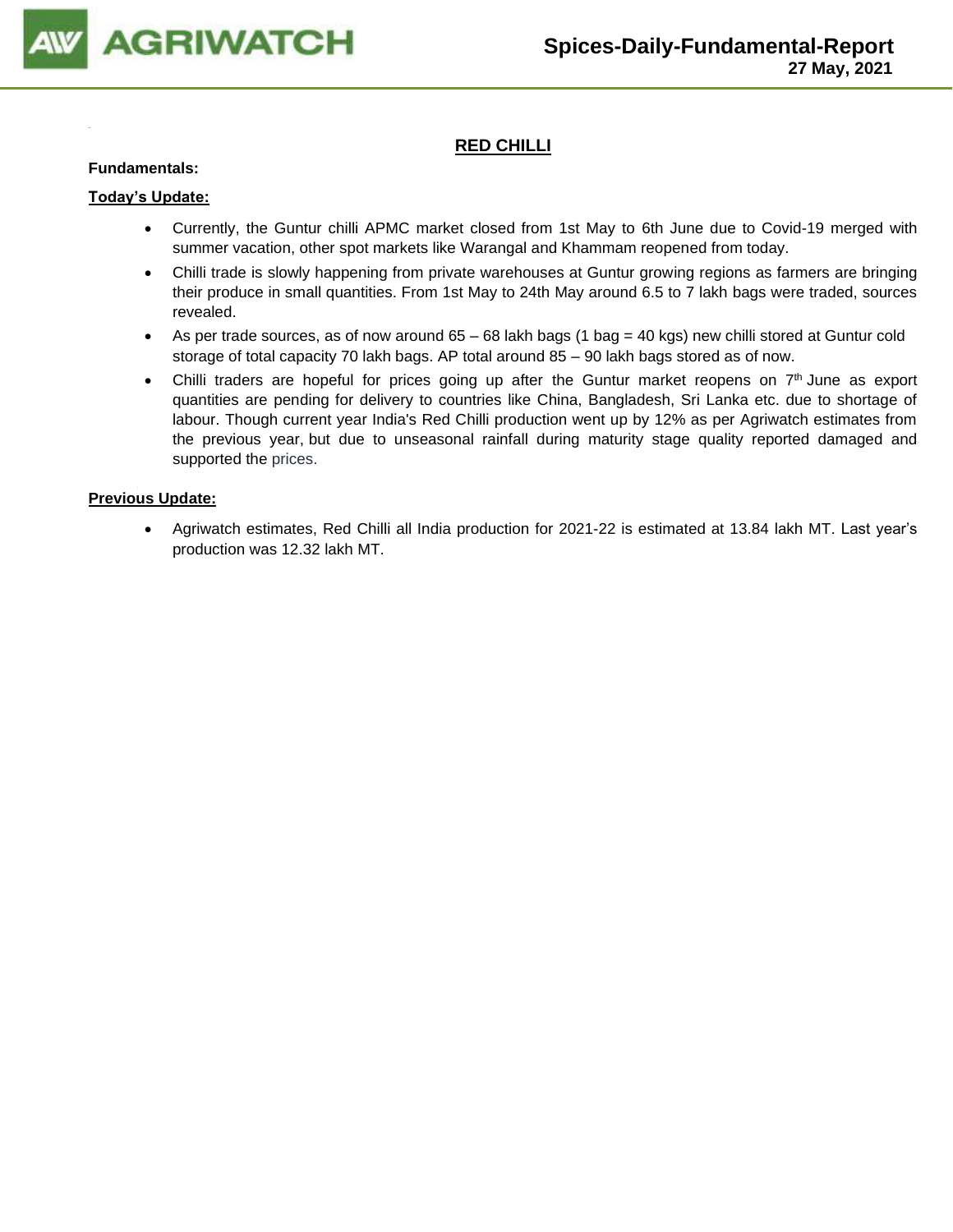# Spices-Daily-Fundamental-Report
**27 May, 2021**

## RED CHILLI

**Fundamentals:**

**Today's Update:**

- Currently, the Guntur chilli APMC market closed from 1st May to 6th June due to Covid-19 merged with summer vacation, other spot markets like Warangal and Khammam reopened from today.
- Chilli trade is slowly happening from private warehouses at Guntur growing regions as farmers are bringing their produce in small quantities. From 1st May to 24th May around 6.5 to 7 lakh bags were traded, sources revealed.
- As per trade sources, as of now around 65 – 68 lakh bags (1 bag = 40 kgs) new chilli stored at Guntur cold storage of total capacity 70 lakh bags. AP total around 85 – 90 lakh bags stored as of now.
- Chilli traders are hopeful for prices going up after the Guntur market reopens on 7th June as export quantities are pending for delivery to countries like China, Bangladesh, Sri Lanka etc. due to shortage of labour. Though current year India's Red Chilli production went up by 12% as per Agriwatch estimates from the previous year, but due to unseasonal rainfall during maturity stage quality reported damaged and supported the prices.

**Previous Update:**

- Agriwatch estimates, Red Chilli all India production for 2021-22 is estimated at 13.84 lakh MT. Last year's production was 12.32 lakh MT.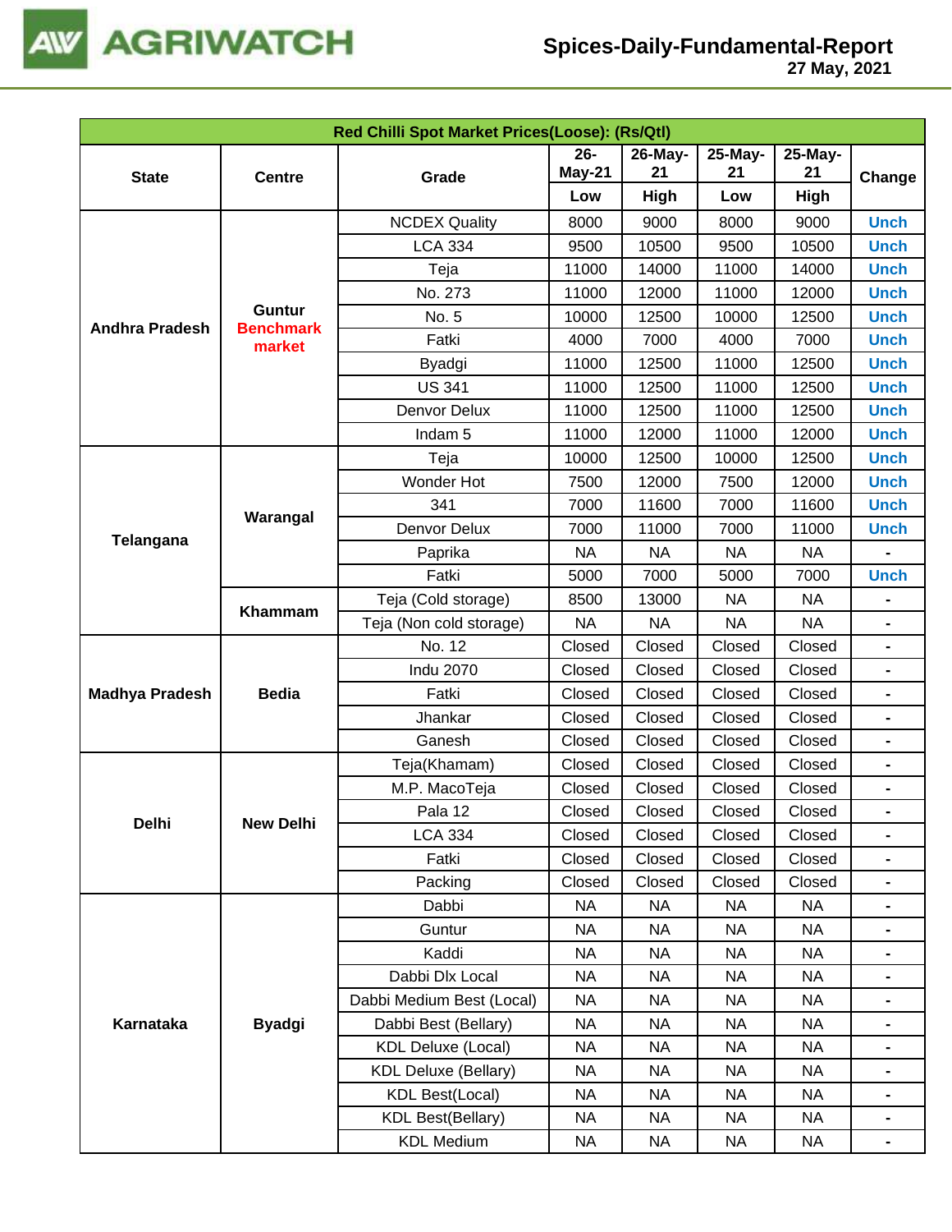| Red Chilli Spot Market Prices(Loose): (Rs/Qtl) | | | | | | | |
|---|---|---|---|---|---|---|---|
| State | Centre | Grade | 26-May-21 | 26-May-21 | 25-May-21 | 25-May-21 | Change |
| | | | Low | High | Low | High | |
| Andhra Pradesh | Guntur Benchmark market | NCDEX Quality | 8000 | 9000 | 8000 | 9000 | Unch |
| | | LCA 334 | 9500 | 10500 | 9500 | 10500 | Unch |
| | | Teja | 11000 | 14000 | 11000 | 14000 | Unch |
| | | No. 273 | 11000 | 12000 | 11000 | 12000 | Unch |
| | | No. 5 | 10000 | 12500 | 10000 | 12500 | Unch |
| | | Fatki | 4000 | 7000 | 4000 | 7000 | Unch |
| | | Byadgi | 11000 | 12500 | 11000 | 12500 | Unch |
| | | US 341 | 11000 | 12500 | 11000 | 12500 | Unch |
| | | Denvor Delux | 11000 | 12500 | 11000 | 12500 | Unch |
| | | Indam 5 | 11000 | 12000 | 11000 | 12000 | Unch |
| Telangana | Warangal | Teja | 10000 | 12500 | 10000 | 12500 | Unch |
| | | Wonder Hot | 7500 | 12000 | 7500 | 12000 | Unch |
| | | 341 | 7000 | 11600 | 7000 | 11600 | Unch |
| | | Denvor Delux | 7000 | 11000 | 7000 | 11000 | Unch |
| | | Paprika | NA | NA | NA | NA | - |
| | | Fatki | 5000 | 7000 | 5000 | 7000 | Unch |
| | Khammam | Teja (Cold storage) | 8500 | 13000 | NA | NA | - |
| | | Teja (Non cold storage) | NA | NA | NA | NA | - |
| Madhya Pradesh | Bedia | No. 12 | Closed | Closed | Closed | Closed | - |
| | | Indu 2070 | Closed | Closed | Closed | Closed | - |
| | | Fatki | Closed | Closed | Closed | Closed | - |
| | | Jhankar | Closed | Closed | Closed | Closed | - |
| | | Ganesh | Closed | Closed | Closed | Closed | - |
| Delhi | New Delhi | Teja(Khamam) | Closed | Closed | Closed | Closed | - |
| | | M.P. MacoTeja | Closed | Closed | Closed | Closed | - |
| | | Pala 12 | Closed | Closed | Closed | Closed | - |
| | | LCA 334 | Closed | Closed | Closed | Closed | - |
| | | Fatki | Closed | Closed | Closed | Closed | - |
| | | Packing | Closed | Closed | Closed | Closed | - |
| Karnataka | Byadgi | Dabbi | NA | NA | NA | NA | - |
| | | Guntur | NA | NA | NA | NA | - |
| | | Kaddi | NA | NA | NA | NA | - |
| | | Dabbi Dlx Local | NA | NA | NA | NA | - |
| | | Dabbi Medium Best (Local) | NA | NA | NA | NA | - |
| | | Dabbi Best (Bellary) | NA | NA | NA | NA | - |
| | | KDL Deluxe (Local) | NA | NA | NA | NA | - |
| | | KDL Deluxe (Bellary) | NA | NA | NA | NA | - |
| | | KDL Best(Local) | NA | NA | NA | NA | - |
| | | KDL Best(Bellary) | NA | NA | NA | NA | - |
| | | KDL Medium | NA | NA | NA | NA | - |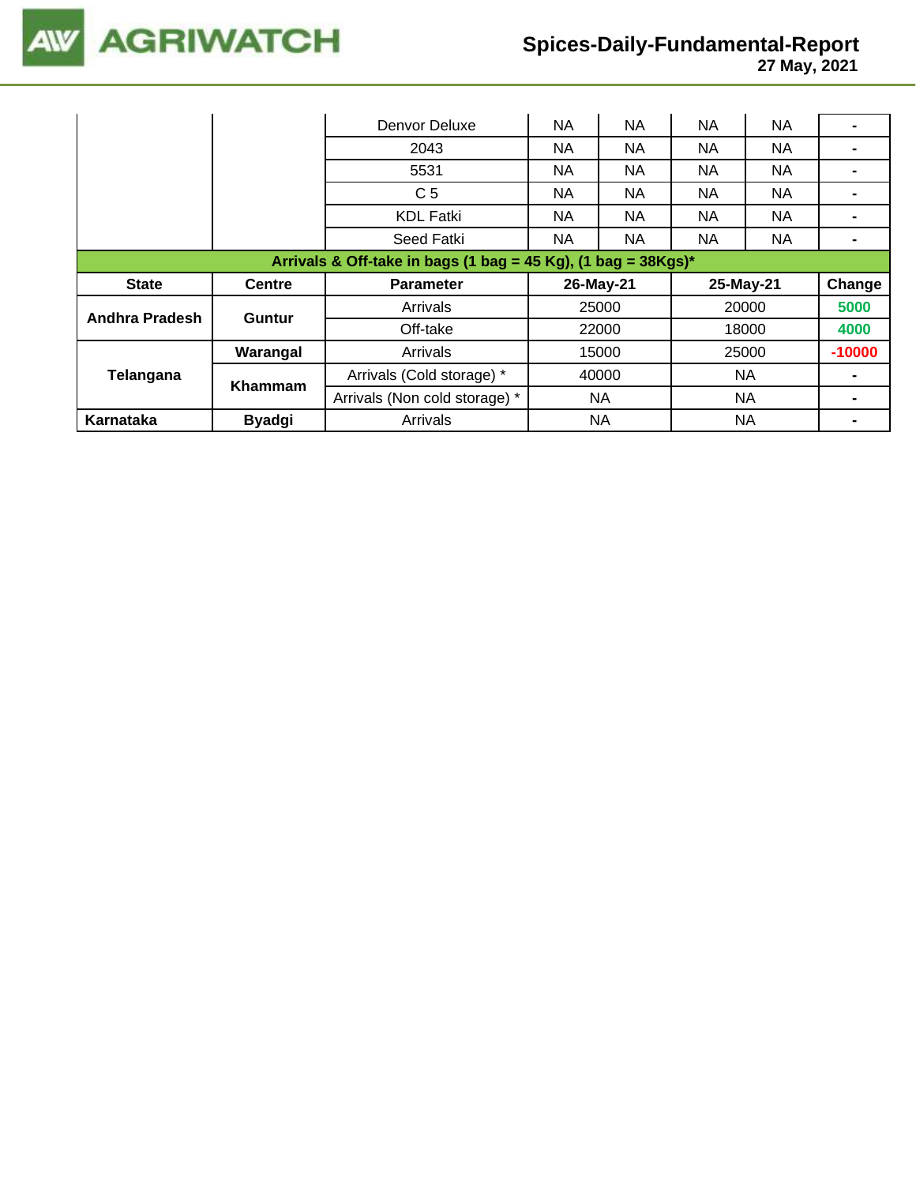|  |  | Variety |  |  |  |  |  |
|---|---|---|---|---|---|---|---|
|  |  | Denvor Deluxe | NA | NA | NA | NA | - |
|  |  | 2043 | NA | NA | NA | NA | - |
|  |  | 5531 | NA | NA | NA | NA | - |
|  |  | C 5 | NA | NA | NA | NA | - |
|  |  | KDL Fatki | NA | NA | NA | NA | - |
|  |  | Seed Fatki | NA | NA | NA | NA | - |

**Arrivals & Off-take in bags (1 bag = 45 Kg), (1 bag = 38Kgs)***

| State | Centre | Parameter | 26-May-21 | 25-May-21 | Change |
|---|---|---|---|---|---|
| Andhra Pradesh | Guntur | Arrivals | 25000 | 20000 | 5000 |
|  |  | Off-take | 22000 | 18000 | 4000 |
| Telangana | Warangal | Arrivals | 15000 | 25000 | -10000 |
|  | Khammam | Arrivals (Cold storage) * | 40000 | NA | - |
|  |  | Arrivals (Non cold storage) * | NA | NA | - |
| Karnataka | Byadgi | Arrivals | NA | NA | - |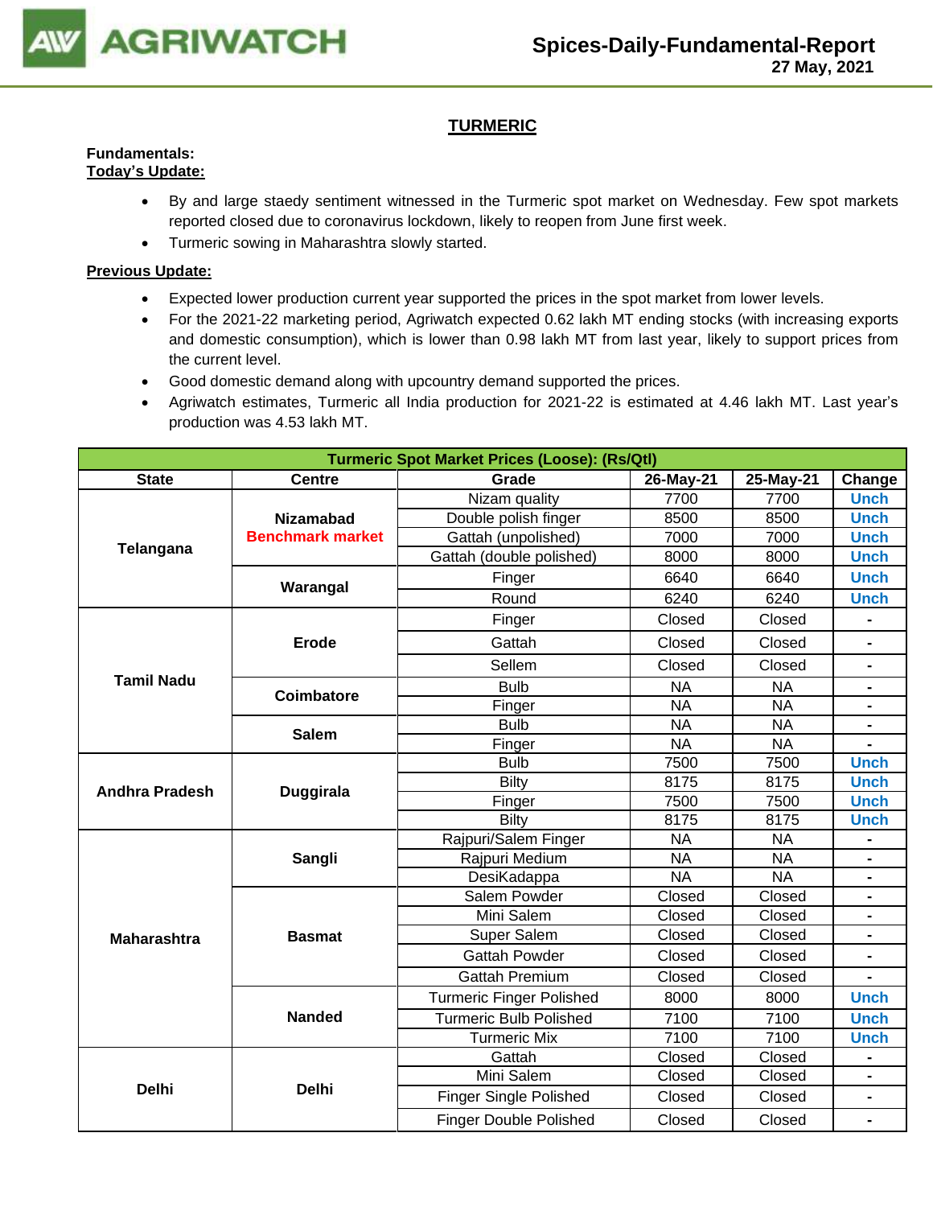# TURMERIC

**Fundamentals:**

**Today's Update:**

- By and large staedy sentiment witnessed in the Turmeric spot market on Wednesday. Few spot markets reported closed due to coronavirus lockdown, likely to reopen from June first week.
- Turmeric sowing in Maharashtra slowly started.

**Previous Update:**

- Expected lower production current year supported the prices in the spot market from lower levels.
- For the 2021-22 marketing period, Agriwatch expected 0.62 lakh MT ending stocks (with increasing exports and domestic consumption), which is lower than 0.98 lakh MT from last year, likely to support prices from the current level.
- Good domestic demand along with upcountry demand supported the prices.
- Agriwatch estimates, Turmeric all India production for 2021-22 is estimated at 4.46 lakh MT. Last year's production was 4.53 lakh MT.

| Turmeric Spot Market Prices (Loose): (Rs/Qtl) | | | | | |
|---|---|---|---|---|---|
| **State** | **Centre** | **Grade** | **26-May-21** | **25-May-21** | **Change** |
| Telangana | Nizamabad Benchmark market | Nizam quality | 7700 | 7700 | Unch |
| | | Double polish finger | 8500 | 8500 | Unch |
| | | Gattah (unpolished) | 7000 | 7000 | Unch |
| | | Gattah (double polished) | 8000 | 8000 | Unch |
| | Warangal | Finger | 6640 | 6640 | Unch |
| | | Round | 6240 | 6240 | Unch |
| Tamil Nadu | Erode | Finger | Closed | Closed | - |
| | | Gattah | Closed | Closed | - |
| | | Sellem | Closed | Closed | - |
| | Coimbatore | Bulb | NA | NA | - |
| | | Finger | NA | NA | - |
| | Salem | Bulb | NA | NA | - |
| | | Finger | NA | NA | - |
| Andhra Pradesh | Duggirala | Bulb | 7500 | 7500 | Unch |
| | | Bilty | 8175 | 8175 | Unch |
| | | Finger | 7500 | 7500 | Unch |
| | | Bilty | 8175 | 8175 | Unch |
| Maharashtra | Sangli | Rajpuri/Salem Finger | NA | NA | - |
| | | Rajpuri Medium | NA | NA | - |
| | | DesiKadappa | NA | NA | - |
| | Basmat | Salem Powder | Closed | Closed | - |
| | | Mini Salem | Closed | Closed | - |
| | | Super Salem | Closed | Closed | - |
| | | Gattah Powder | Closed | Closed | - |
| | | Gattah Premium | Closed | Closed | - |
| | Nanded | Turmeric Finger Polished | 8000 | 8000 | Unch |
| | | Turmeric Bulb Polished | 7100 | 7100 | Unch |
| | | Turmeric Mix | 7100 | 7100 | Unch |
| Delhi | Delhi | Gattah | Closed | Closed | - |
| | | Mini Salem | Closed | Closed | - |
| | | Finger Single Polished | Closed | Closed | - |
| | | Finger Double Polished | Closed | Closed | - |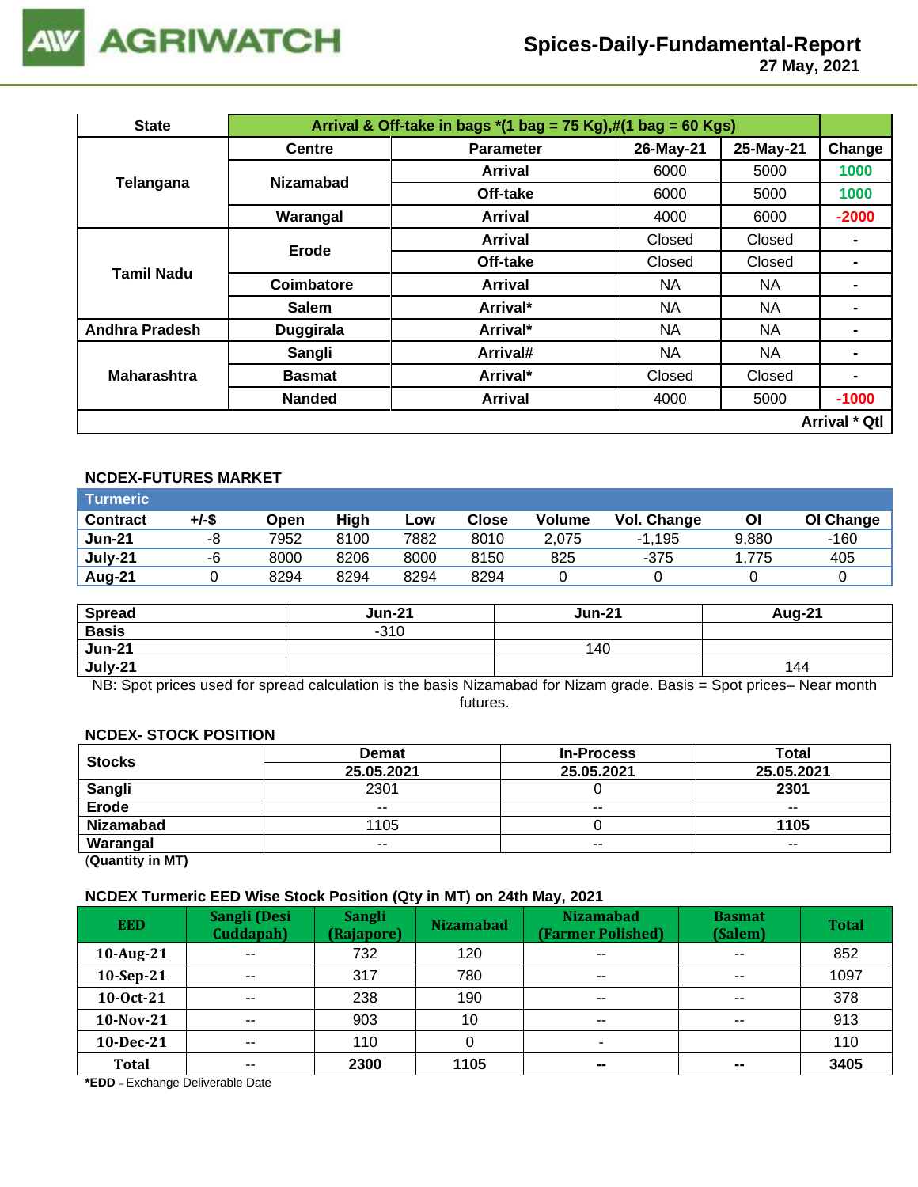## Spices-Daily-Fundamental-Report
**27 May, 2021**

| State | Arrival & Off-take in bags *(1 bag = 75 Kg),#(1 bag = 60 Kgs) | | | | |
|---|---|---|---|---|---|
| | Centre | Parameter | 26-May-21 | 25-May-21 | Change |
| Telangana | Nizamabad | Arrival | 6000 | 5000 | 1000 |
| | | Off-take | 6000 | 5000 | 1000 |
| | Warangal | Arrival | 4000 | 6000 | -2000 |
| Tamil Nadu | Erode | Arrival | Closed | Closed | - |
| | | Off-take | Closed | Closed | - |
| | Coimbatore | Arrival | NA | NA | - |
| | Salem | Arrival* | NA | NA | - |
| Andhra Pradesh | Duggirala | Arrival* | NA | NA | - |
| Maharashtra | Sangli | Arrival# | NA | NA | - |
| | Basmat | Arrival* | Closed | Closed | - |
| | Nanded | Arrival | 4000 | 5000 | -1000 |
| | | | | | Arrival * Qtl |

### NCDEX-FUTURES MARKET

| Turmeric | | | | | | | | | |
|---|---|---|---|---|---|---|---|---|---|
| Contract | +/-$ | Open | High | Low | Close | Volume | Vol. Change | OI | OI Change |
| Jun-21 | -8 | 7952 | 8100 | 7882 | 8010 | 2,075 | -1,195 | 9,880 | -160 |
| July-21 | -6 | 8000 | 8206 | 8000 | 8150 | 825 | -375 | 1,775 | 405 |
| Aug-21 | 0 | 8294 | 8294 | 8294 | 8294 | 0 | 0 | 0 | 0 |

| Spread | Jun-21 | Jun-21 | Aug-21 |
|---|---|---|---|
| Basis | -310 | | |
| Jun-21 | | 140 | |
| July-21 | | | 144 |

NB: Spot prices used for spread calculation is the basis Nizamabad for Nizam grade. Basis = Spot prices– Near month futures.

### NCDEX- STOCK POSITION

| Stocks | Demat | In-Process | Total |
|---|---|---|---|
| | 25.05.2021 | 25.05.2021 | 25.05.2021 |
| Sangli | 2301 | 0 | 2301 |
| Erode | -- | -- | -- |
| Nizamabad | 1105 | 0 | 1105 |
| Warangal | -- | -- | -- |

(**Quantity in MT)**

### NCDEX Turmeric EED Wise Stock Position (Qty in MT) on 24th May, 2021

| EED | Sangli (Desi Cuddapah) | Sangli (Rajapore) | Nizamabad | Nizamabad (Farmer Polished) | Basmat (Salem) | Total |
|---|---|---|---|---|---|---|
| 10-Aug-21 | -- | 732 | 120 | -- | -- | 852 |
| 10-Sep-21 | -- | 317 | 780 | -- | -- | 1097 |
| 10-Oct-21 | -- | 238 | 190 | -- | -- | 378 |
| 10-Nov-21 | -- | 903 | 10 | -- | -- | 913 |
| 10-Dec-21 | -- | 110 | 0 | - | | 110 |
| Total | -- | 2300 | 1105 | -- | -- | 3405 |

***EDD** – Exchange Deliverable Date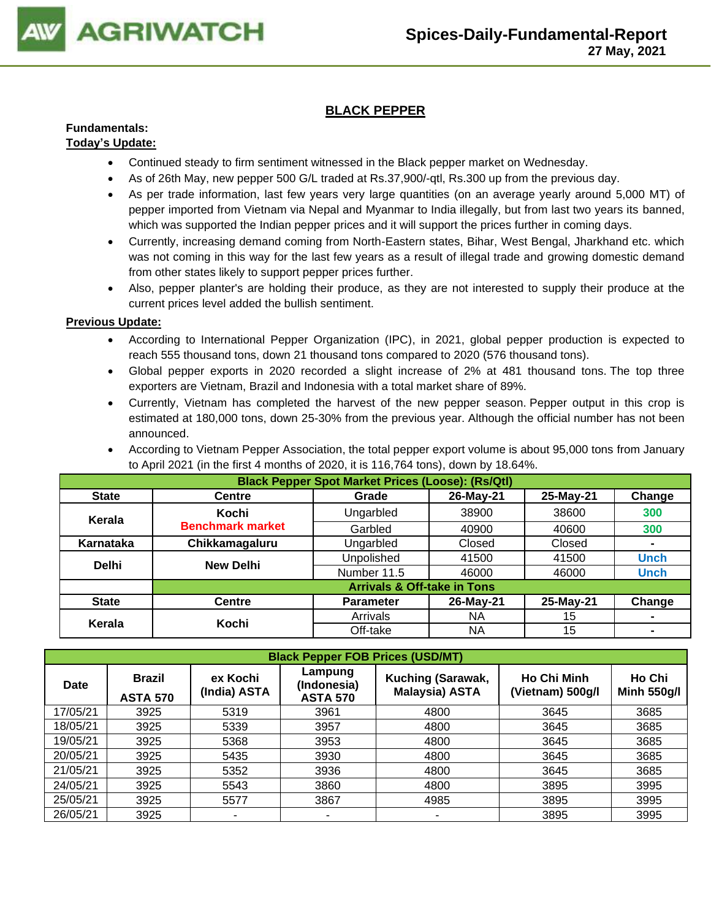## BLACK PEPPER

**Fundamentals:**

**Today's Update:**

- Continued steady to firm sentiment witnessed in the Black pepper market on Wednesday.
- As of 26th May, new pepper 500 G/L traded at Rs.37,900/-qtl, Rs.300 up from the previous day.
- As per trade information, last few years very large quantities (on an average yearly around 5,000 MT) of pepper imported from Vietnam via Nepal and Myanmar to India illegally, but from last two years its banned, which was supported the Indian pepper prices and it will support the prices further in coming days.
- Currently, increasing demand coming from North-Eastern states, Bihar, West Bengal, Jharkhand etc. which was not coming in this way for the last few years as a result of illegal trade and growing domestic demand from other states likely to support pepper prices further.
- Also, pepper planter's are holding their produce, as they are not interested to supply their produce at the current prices level added the bullish sentiment.

**Previous Update:**

- According to International Pepper Organization (IPC), in 2021, global pepper production is expected to reach 555 thousand tons, down 21 thousand tons compared to 2020 (576 thousand tons).
- Global pepper exports in 2020 recorded a slight increase of 2% at 481 thousand tons. The top three exporters are Vietnam, Brazil and Indonesia with a total market share of 89%.
- Currently, Vietnam has completed the harvest of the new pepper season. Pepper output in this crop is estimated at 180,000 tons, down 25-30% from the previous year. Although the official number has not been announced.
- According to Vietnam Pepper Association, the total pepper export volume is about 95,000 tons from January to April 2021 (in the first 4 months of 2020, it is 116,764 tons), down by 18.64%.

| Black Pepper Spot Market Prices (Loose): (Rs/Qtl) | | | | | |
|---|---|---|---|---|---|
| **State** | **Centre** | **Grade** | **26-May-21** | **25-May-21** | **Change** |
| **Kerala** | **Kochi** **Benchmark market** | Ungarbled | 38900 | 38600 | 300 |
| | | Garbled | 40900 | 40600 | 300 |
| **Karnataka** | **Chikkamagaluru** | Ungarbled | Closed | Closed | - |
| **Delhi** | **New Delhi** | Unpolished | 41500 | 41500 | Unch |
| | | Number 11.5 | 46000 | 46000 | Unch |
| | **Arrivals & Off-take in Tons** | | | | |
| **State** | **Centre** | **Parameter** | **26-May-21** | **25-May-21** | **Change** |
| **Kerala** | **Kochi** | Arrivals | NA | 15 | - |
| | | Off-take | NA | 15 | - |

| Black Pepper FOB Prices (USD/MT) | | | | | | |
|---|---|---|---|---|---|---|
| **Date** | **Brazil ASTA 570** | **ex Kochi (India) ASTA** | **Lampung (Indonesia) ASTA 570** | **Kuching (Sarawak, Malaysia) ASTA** | **Ho Chi Minh (Vietnam) 500g/l** | **Ho Chi Minh 550g/l** |
| 17/05/21 | 3925 | 5319 | 3961 | 4800 | 3645 | 3685 |
| 18/05/21 | 3925 | 5339 | 3957 | 4800 | 3645 | 3685 |
| 19/05/21 | 3925 | 5368 | 3953 | 4800 | 3645 | 3685 |
| 20/05/21 | 3925 | 5435 | 3930 | 4800 | 3645 | 3685 |
| 21/05/21 | 3925 | 5352 | 3936 | 4800 | 3645 | 3685 |
| 24/05/21 | 3925 | 5543 | 3860 | 4800 | 3895 | 3995 |
| 25/05/21 | 3925 | 5577 | 3867 | 4985 | 3895 | 3995 |
| 26/05/21 | 3925 | - | - | - | 3895 | 3995 |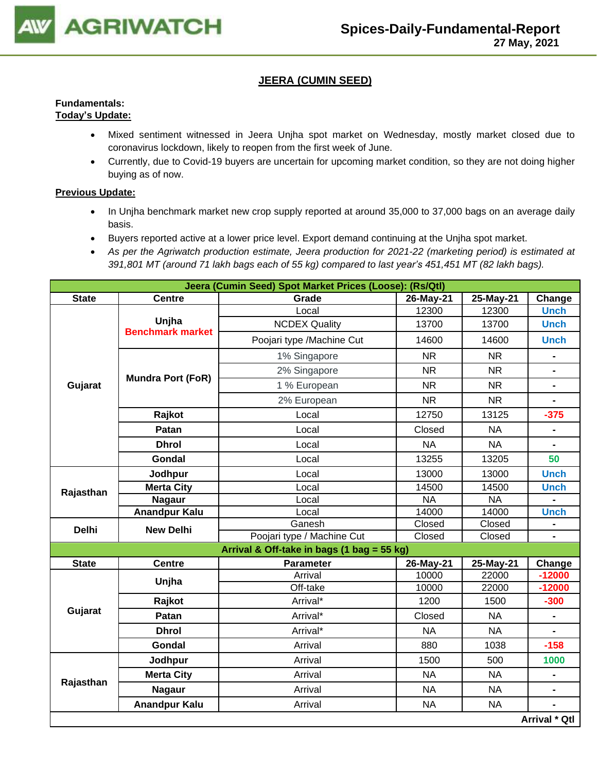## JEERA (CUMIN SEED)

**Fundamentals:**
**Today's Update:**

- Mixed sentiment witnessed in Jeera Unjha spot market on Wednesday, mostly market closed due to coronavirus lockdown, likely to reopen from the first week of June.
- Currently, due to Covid-19 buyers are uncertain for upcoming market condition, so they are not doing higher buying as of now.

**Previous Update:**

- In Unjha benchmark market new crop supply reported at around 35,000 to 37,000 bags on an average daily basis.
- Buyers reported active at a lower price level. Export demand continuing at the Unjha spot market.
- *As per the Agriwatch production estimate, Jeera production for 2021-22 (marketing period) is estimated at 391,801 MT (around 71 lakh bags each of 55 kg) compared to last year's 451,451 MT (82 lakh bags).*

| Jeera (Cumin Seed) Spot Market Prices (Loose): (Rs/Qtl) | | | | | |
|---|---|---|---|---|---|
| **State** | **Centre** | **Grade** | **26-May-21** | **25-May-21** | **Change** |
| Gujarat | Unjha Benchmark market | Local | 12300 | 12300 | Unch |
| | | NCDEX Quality | 13700 | 13700 | Unch |
| | | Poojari type /Machine Cut | 14600 | 14600 | Unch |
| | Mundra Port (FoR) | 1% Singapore | NR | NR | - |
| | | 2% Singapore | NR | NR | - |
| | | 1 % European | NR | NR | - |
| | | 2% European | NR | NR | - |
| | Rajkot | Local | 12750 | 13125 | -375 |
| | Patan | Local | Closed | NA | - |
| | Dhrol | Local | NA | NA | - |
| | Gondal | Local | 13255 | 13205 | 50 |
| Rajasthan | Jodhpur | Local | 13000 | 13000 | Unch |
| | Merta City | Local | 14500 | 14500 | Unch |
| | Nagaur | Local | NA | NA | - |
| | Anandpur Kalu | Local | 14000 | 14000 | Unch |
| Delhi | New Delhi | Ganesh | Closed | Closed | - |
| | | Poojari type / Machine Cut | Closed | Closed | - |
| **Arrival & Off-take in bags (1 bag = 55 kg)** | | | | | |
| **State** | **Centre** | **Parameter** | **26-May-21** | **25-May-21** | **Change** |
| Gujarat | Unjha | Arrival | 10000 | 22000 | -12000 |
| | | Off-take | 10000 | 22000 | -12000 |
| | Rajkot | Arrival* | 1200 | 1500 | -300 |
| | Patan | Arrival* | Closed | NA | - |
| | Dhrol | Arrival* | NA | NA | - |
| | Gondal | Arrival | 880 | 1038 | -158 |
| Rajasthan | Jodhpur | Arrival | 1500 | 500 | 1000 |
| | Merta City | Arrival | NA | NA | - |
| | Nagaur | Arrival | NA | NA | - |
| | Anandpur Kalu | Arrival | NA | NA | - |
| | | | | | **Arrival * Qtl** |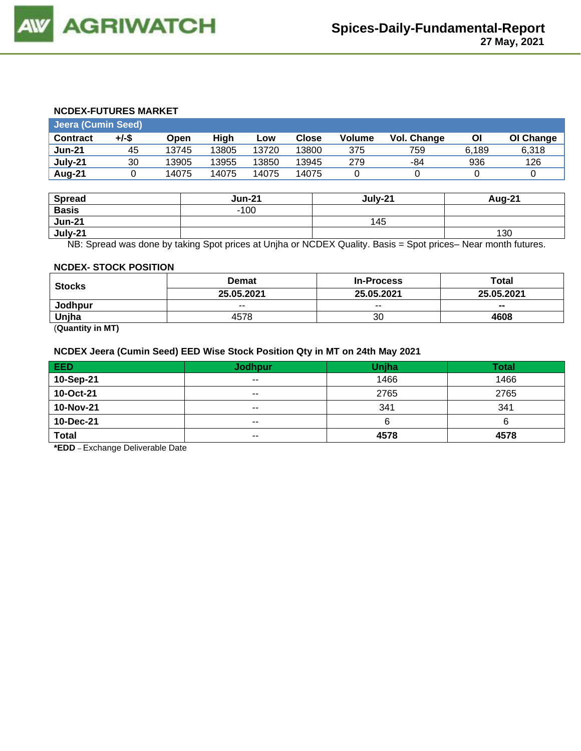### NCDEX-FUTURES MARKET

| Jeera (Cumin Seed) | | | | | | | | | |
|---|---|---|---|---|---|---|---|---|---|
| **Contract** | **+/-$** | **Open** | **High** | **Low** | **Close** | **Volume** | **Vol. Change** | **OI** | **OI Change** |
| **Jun-21** | 45 | 13745 | 13805 | 13720 | 13800 | 375 | 759 | 6,189 | 6,318 |
| **July-21** | 30 | 13905 | 13955 | 13850 | 13945 | 279 | -84 | 936 | 126 |
| **Aug-21** | 0 | 14075 | 14075 | 14075 | 14075 | 0 | 0 | 0 | 0 |

| **Spread** | **Jun-21** | **July-21** | **Aug-21** |
|---|---|---|---|
| **Basis** | -100 | | |
| **Jun-21** | | 145 | |
| **July-21** | | | 130 |

NB: Spread was done by taking Spot prices at Unjha or NCDEX Quality. Basis = Spot prices– Near month futures.

### NCDEX- STOCK POSITION

| **Stocks** | **Demat** | **In-Process** | **Total** |
|---|---|---|---|
| | **25.05.2021** | **25.05.2021** | **25.05.2021** |
| **Jodhpur** | -- | -- | **--** |
| **Unjha** | 4578 | 30 | **4608** |

(**Quantity in MT)**

### NCDEX Jeera (Cumin Seed) EED Wise Stock Position Qty in MT on 24th May 2021

| **EED** | **Jodhpur** | **Unjha** | **Total** |
|---|---|---|---|
| **10-Sep-21** | -- | 1466 | 1466 |
| **10-Oct-21** | -- | 2765 | 2765 |
| **10-Nov-21** | -- | 341 | 341 |
| **10-Dec-21** | -- | 6 | 6 |
| **Total** | -- | **4578** | **4578** |

**\*EDD** – Exchange Deliverable Date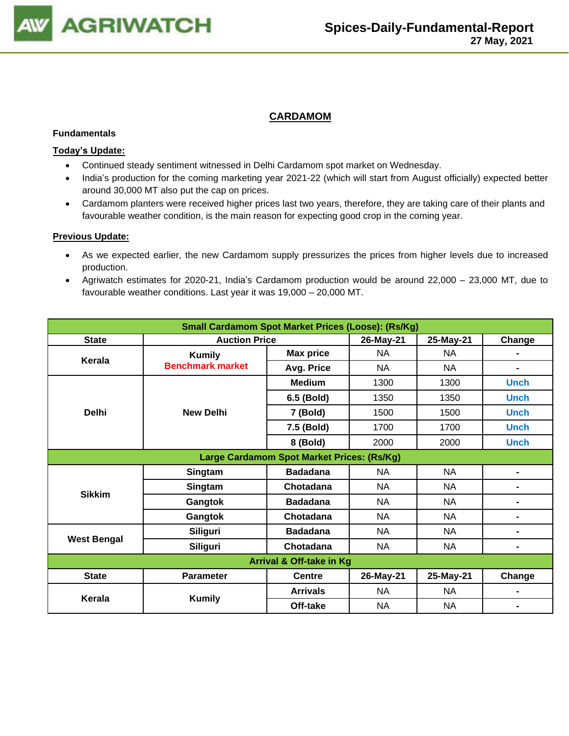## CARDAMOM

**Fundamentals**

**Today's Update:**

- Continued steady sentiment witnessed in Delhi Cardamom spot market on Wednesday.
- India's production for the coming marketing year 2021-22 (which will start from August officially) expected better around 30,000 MT also put the cap on prices.
- Cardamom planters were received higher prices last two years, therefore, they are taking care of their plants and favourable weather condition, is the main reason for expecting good crop in the coming year.

**Previous Update:**

- As we expected earlier, the new Cardamom supply pressurizes the prices from higher levels due to increased production.
- Agriwatch estimates for 2020-21, India's Cardamom production would be around 22,000 – 23,000 MT, due to favourable weather conditions. Last year it was 19,000 – 20,000 MT.

| Small Cardamom Spot Market Prices (Loose): (Rs/Kg) | | | | | |
|---|---|---|---|---|---|
| **State** | **Auction Price** | | **26-May-21** | **25-May-21** | **Change** |
| **Kerala** | **Kumily** Benchmark market | **Max price** | NA | NA | - |
| | | **Avg. Price** | NA | NA | - |
| **Delhi** | **New Delhi** | **Medium** | 1300 | 1300 | Unch |
| | | **6.5 (Bold)** | 1350 | 1350 | Unch |
| | | **7 (Bold)** | 1500 | 1500 | Unch |
| | | **7.5 (Bold)** | 1700 | 1700 | Unch |
| | | **8 (Bold)** | 2000 | 2000 | Unch |
| **Large Cardamom Spot Market Prices: (Rs/Kg)** | | | | | |
| **Sikkim** | **Singtam** | **Badadana** | NA | NA | - |
| | **Singtam** | **Chotadana** | NA | NA | - |
| | **Gangtok** | **Badadana** | NA | NA | - |
| | **Gangtok** | **Chotadana** | NA | NA | - |
| **West Bengal** | **Siliguri** | **Badadana** | NA | NA | - |
| | **Siliguri** | **Chotadana** | NA | NA | - |
| **Arrival & Off-take in Kg** | | | | | |
| **State** | **Parameter** | **Centre** | **26-May-21** | **25-May-21** | **Change** |
| **Kerala** | **Kumily** | **Arrivals** | NA | NA | - |
| | | **Off-take** | NA | NA | - |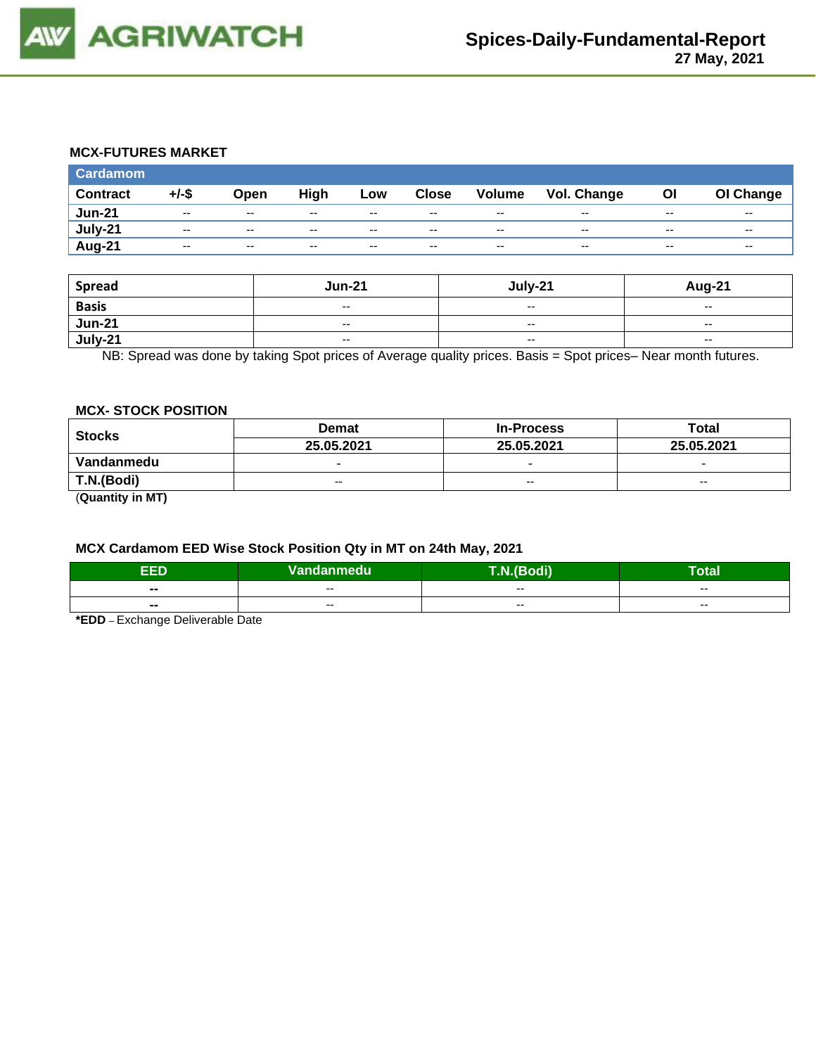### MCX-FUTURES MARKET

| Cardamom | | | | | | | | | |
|---|---|---|---|---|---|---|---|---|---|
| **Contract** | **+/-$** | **Open** | **High** | **Low** | **Close** | **Volume** | **Vol. Change** | **OI** | **OI Change** |
| **Jun-21** | -- | -- | -- | -- | -- | -- | -- | -- | -- |
| **July-21** | -- | -- | -- | -- | -- | -- | -- | -- | -- |
| **Aug-21** | -- | -- | -- | -- | -- | -- | -- | -- | -- |

| Spread | Jun-21 | July-21 | Aug-21 |
|---|---|---|---|
| **Basis** | -- | -- | -- |
| **Jun-21** | -- | -- | -- |
| **July-21** | -- | -- | -- |

NB: Spread was done by taking Spot prices of Average quality prices. Basis = Spot prices– Near month futures.

### MCX- STOCK POSITION

| Stocks | Demat | In-Process | Total |
|---|---|---|---|
| | 25.05.2021 | 25.05.2021 | 25.05.2021 |
| **Vandanmedu** | - | - | - |
| **T.N.(Bodi)** | -- | -- | -- |

(**Quantity in MT)**

### MCX Cardamom EED Wise Stock Position Qty in MT on 24th May, 2021

| EED | Vandanmedu | T.N.(Bodi) | Total |
|---|---|---|---|
| -- | -- | -- | -- |
| -- | -- | -- | -- |

***EDD** – Exchange Deliverable Date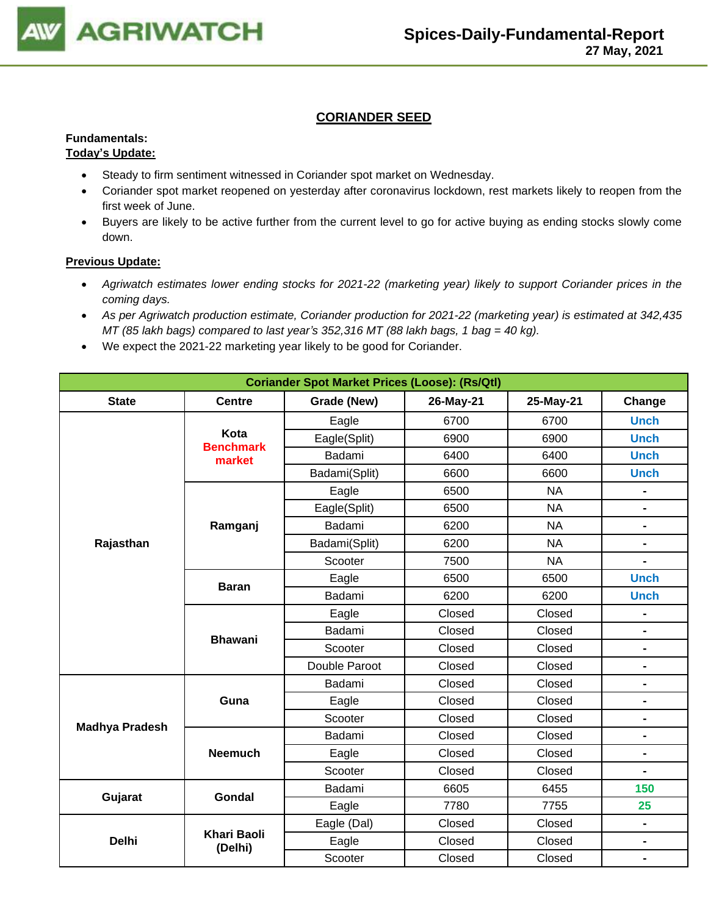## CORIANDER SEED

**Fundamentals:**

**Today's Update:**

- Steady to firm sentiment witnessed in Coriander spot market on Wednesday.
- Coriander spot market reopened on yesterday after coronavirus lockdown, rest markets likely to reopen from the first week of June.
- Buyers are likely to be active further from the current level to go for active buying as ending stocks slowly come down.

**Previous Update:**

- *Agriwatch estimates lower ending stocks for 2021-22 (marketing year) likely to support Coriander prices in the coming days.*
- *As per Agriwatch production estimate, Coriander production for 2021-22 (marketing year) is estimated at 342,435 MT (85 lakh bags) compared to last year's 352,316 MT (88 lakh bags, 1 bag = 40 kg).*
- We expect the 2021-22 marketing year likely to be good for Coriander.

| Coriander Spot Market Prices (Loose): (Rs/Qtl) | | | | | |
|---|---|---|---|---|---|
| **State** | **Centre** | **Grade (New)** | **26-May-21** | **25-May-21** | **Change** |
| **Rajasthan** | **Kota Benchmark market** | Eagle | 6700 | 6700 | Unch |
| | | Eagle(Split) | 6900 | 6900 | Unch |
| | | Badami | 6400 | 6400 | Unch |
| | | Badami(Split) | 6600 | 6600 | Unch |
| | **Ramganj** | Eagle | 6500 | NA | - |
| | | Eagle(Split) | 6500 | NA | - |
| | | Badami | 6200 | NA | - |
| | | Badami(Split) | 6200 | NA | - |
| | | Scooter | 7500 | NA | - |
| | **Baran** | Eagle | 6500 | 6500 | Unch |
| | | Badami | 6200 | 6200 | Unch |
| | **Bhawani** | Eagle | Closed | Closed | - |
| | | Badami | Closed | Closed | - |
| | | Scooter | Closed | Closed | - |
| | | Double Paroot | Closed | Closed | - |
| **Madhya Pradesh** | **Guna** | Badami | Closed | Closed | - |
| | | Eagle | Closed | Closed | - |
| | | Scooter | Closed | Closed | - |
| | **Neemuch** | Badami | Closed | Closed | - |
| | | Eagle | Closed | Closed | - |
| | | Scooter | Closed | Closed | - |
| **Gujarat** | **Gondal** | Badami | 6605 | 6455 | 150 |
| | | Eagle | 7780 | 7755 | 25 |
| **Delhi** | **Khari Baoli (Delhi)** | Eagle (Dal) | Closed | Closed | - |
| | | Eagle | Closed | Closed | - |
| | | Scooter | Closed | Closed | - |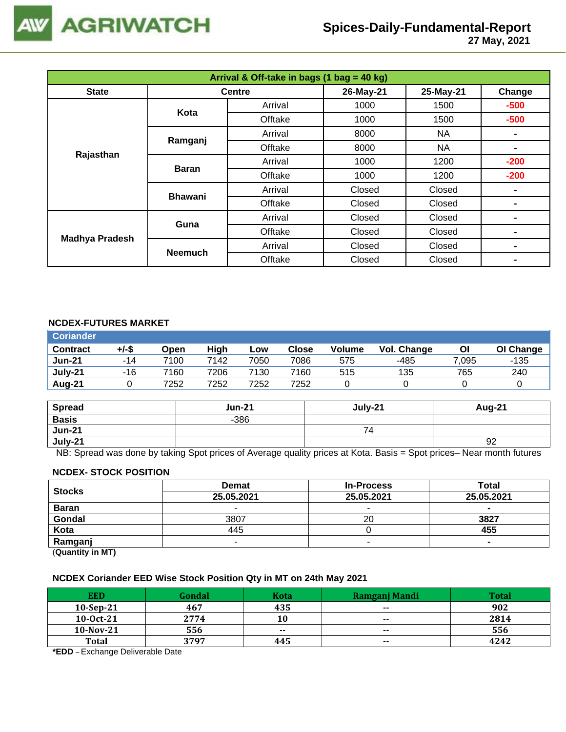# Spices-Daily-Fundamental-Report
**27 May, 2021**

| Arrival & Off-take in bags (1 bag = 40 kg) | | | | | |
|---|---|---|---|---|---|
| **State** | **Centre** | | **26-May-21** | **25-May-21** | **Change** |
| **Rajasthan** | **Kota** | Arrival | 1000 | 1500 | -500 |
| | | Offtake | 1000 | 1500 | -500 |
| | **Ramganj** | Arrival | 8000 | NA | - |
| | | Offtake | 8000 | NA | - |
| | **Baran** | Arrival | 1000 | 1200 | -200 |
| | | Offtake | 1000 | 1200 | -200 |
| | **Bhawani** | Arrival | Closed | Closed | - |
| | | Offtake | Closed | Closed | - |
| **Madhya Pradesh** | **Guna** | Arrival | Closed | Closed | - |
| | | Offtake | Closed | Closed | - |
| | **Neemuch** | Arrival | Closed | Closed | - |
| | | Offtake | Closed | Closed | - |

## NCDEX-FUTURES MARKET

**Coriander**

| Contract | +/-$ | Open | High | Low | Close | Volume | Vol. Change | OI | OI Change |
|---|---|---|---|---|---|---|---|---|---|
| **Jun-21** | -14 | 7100 | 7142 | 7050 | 7086 | 575 | -485 | 7,095 | -135 |
| **July-21** | -16 | 7160 | 7206 | 7130 | 7160 | 515 | 135 | 765 | 240 |
| **Aug-21** | 0 | 7252 | 7252 | 7252 | 7252 | 0 | 0 | 0 | 0 |

| Spread | Jun-21 | July-21 | Aug-21 |
|---|---|---|---|
| **Basis** | -386 | | |
| **Jun-21** | | 74 | |
| **July-21** | | | 92 |

NB: Spread was done by taking Spot prices of Average quality prices at Kota. Basis = Spot prices– Near month futures

## NCDEX- STOCK POSITION

| Stocks | Demat | In-Process | Total |
|---|---|---|---|
| | **25.05.2021** | **25.05.2021** | **25.05.2021** |
| **Baran** | - | - | - |
| **Gondal** | 3807 | 20 | **3827** |
| **Kota** | 445 | 0 | **455** |
| **Ramganj** | - | - | - |

(**Quantity in MT**)

## NCDEX Coriander EED Wise Stock Position Qty in MT on 24th May 2021

| EED | Gondal | Kota | Ramganj Mandi | Total |
|---|---|---|---|---|
| **10-Sep-21** | **467** | **435** | **--** | **902** |
| **10-Oct-21** | **2774** | **10** | **--** | **2814** |
| **10-Nov-21** | **556** | **--** | **--** | **556** |
| **Total** | **3797** | **445** | **--** | **4242** |

***EDD** – Exchange Deliverable Date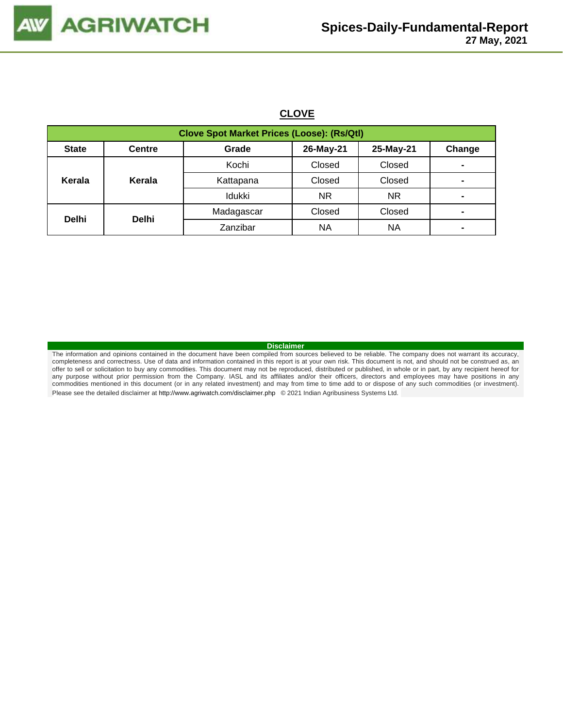## CLOVE

| Clove Spot Market Prices (Loose): (Rs/Qtl) | | | | | |
|---|---|---|---|---|---|
| **State** | **Centre** | **Grade** | **26-May-21** | **25-May-21** | **Change** |
| **Kerala** | **Kerala** | Kochi | Closed | Closed | - |
| | | Kattapana | Closed | Closed | - |
| | | Idukki | NR | NR | - |
| **Delhi** | **Delhi** | Madagascar | Closed | Closed | - |
| | | Zanzibar | NA | NA | - |

**Disclaimer**

The information and opinions contained in the document have been compiled from sources believed to be reliable. The company does not warrant its accuracy, completeness and correctness. Use of data and information contained in this report is at your own risk. This document is not, and should not be construed as, an offer to sell or solicitation to buy any commodities. This document may not be reproduced, distributed or published, in whole or in part, by any recipient hereof for any purpose without prior permission from the Company. IASL and its affiliates and/or their officers, directors and employees may have positions in any commodities mentioned in this document (or in any related investment) and may from time to time add to or dispose of any such commodities (or investment). Please see the detailed disclaimer at http://www.agriwatch.com/disclaimer.php © 2021 Indian Agribusiness Systems Ltd.